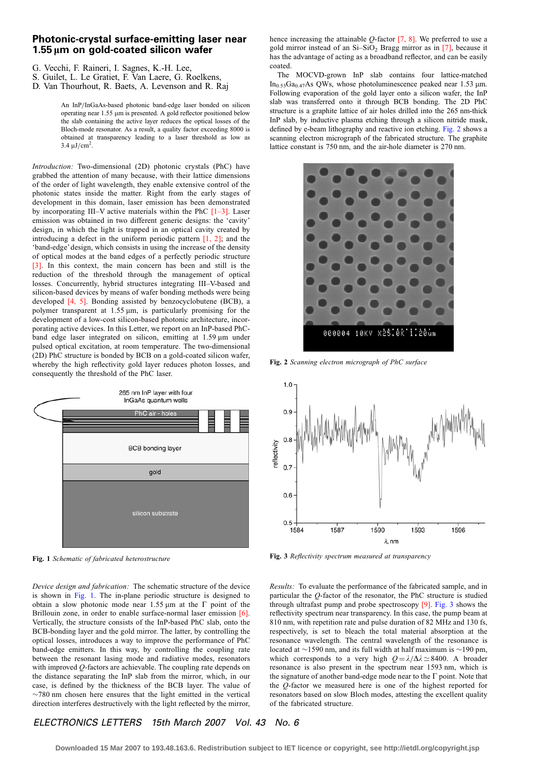# Photonic-crystal surface-emitting laser near 1.55 μm on gold-coated silicon wafer

G. Vecchi, F. Raineri, I. Sagnes, K.-H. Lee, S. Guilet, L. Le Gratiet, F. Van Laere, G. Roelkens, D. Van Thourhout, R. Baets, A. Levenson and R. Raj

An InP/InGaAs-based photonic band-edge laser bonded on silicon operating near 1.55 μm is presented. A gold reflector positioned below the slab containing the active layer reduces the optical losses of the Bloch-mode resonator. As a result, a quality factor exceeding 8000 is obtained at transparency leading to a laser threshold as low as 3.4 μJ/cm$^2$.

*Introduction:* Two-dimensional (2D) photonic crystals (PhC) have grabbed the attention of many because, with their lattice dimensions of the order of light wavelength, they enable extensive control of the photonic states inside the matter. Right from the early stages of development in this domain, laser emission has been demonstrated by incorporating III–V active materials within the PhC [1–3]. Laser emission was obtained in two different generic designs: the 'cavity' design, in which the light is trapped in an optical cavity created by introducing a defect in the uniform periodic pattern [1, 2]; and the 'band-edge' design, which consists in using the increase of the density of optical modes at the band edges of a perfectly periodic structure [3]. In this context, the main concern has been and still is the reduction of the threshold through the management of optical losses. Concurrently, hybrid structures integrating III–V-based and silicon-based devices by means of wafer bonding methods were being developed [4, 5]. Bonding assisted by benzocyclobutene (BCB), a polymer transparent at 1.55 μm, is particularly promising for the development of a low-cost silicon-based photonic architecture, incorporating active devices. In this Letter, we report on an InP-based PhC-band edge laser integrated on silicon, emitting at 1.59 μm under pulsed optical excitation, at room temperature. The two-dimensional (2D) PhC structure is bonded by BCB on a gold-coated silicon wafer, whereby the high reflectivity gold layer reduces photon losses, and consequently the threshold of the PhC laser.

Fig. 1 *Schematic of fabricated heterostructure*

*Device design and fabrication:* The schematic structure of the device is shown in Fig. 1. The in-plane periodic structure is designed to obtain a slow photonic mode near 1.55 μm at the Γ point of the Brillouin zone, in order to enable surface-normal laser emission [6]. Vertically, the structure consists of the InP-based PhC slab, onto the BCB-bonding layer and the gold mirror. The latter, by controlling the optical losses, introduces a way to improve the performance of PhC band-edge emitters. In this way, by controlling the coupling rate between the resonant lasing mode and radiative modes, resonators with improved $Q$-factors are achievable. The coupling rate depends on the distance separating the InP slab from the mirror, which, in our case, is defined by the thickness of the BCB layer. The value of ~780 nm chosen here ensures that the light emitted in the vertical direction interferes destructively with the light reflected by the mirror, hence increasing the attainable $Q$-factor [7, 8]. We preferred to use a gold mirror instead of an Si–$SiO_2$ Bragg mirror as in [7], because it has the advantage of acting as a broadband reflector, and can be easily coated.

The MOCVD-grown InP slab contains four lattice-matched $In_{0.53}Ga_{0.47}As$ QWs, whose photoluminescence peaked near 1.53 μm. Following evaporation of the gold layer onto a silicon wafer, the InP slab was transferred onto it through BCB bonding. The 2D PhC structure is a graphite lattice of air holes drilled into the 265 nm-thick InP slab, by inductive plasma etching through a silicon nitride mask, defined by e-beam lithography and reactive ion etching. Fig. 2 shows a scanning electron micrograph of the fabricated structure. The graphite lattice constant is 750 nm, and the air-hole diameter is 270 nm.

Fig. 2 *Scanning electron micrograph of PhC surface*

Fig. 3 *Reflectivity spectrum measured at transparency*

*Results:* To evaluate the performance of the fabricated sample, and in particular the $Q$-factor of the resonator, the PhC structure is studied through ultrafast pump and probe spectroscopy [9]. Fig. 3 shows the reflectivity spectrum near transparency. In this case, the pump beam at 810 nm, with repetition rate and pulse duration of 82 MHz and 130 fs, respectively, is set to bleach the total material absorption at the resonance wavelength. The central wavelength of the resonance is located at ~1590 nm, and its full width at half maximum is ~190 pm, which corresponds to a very high $Q = \lambda/\Delta\lambda \simeq 8400$. A broader resonance is also present in the spectrum near 1593 nm, which is the signature of another band-edge mode near to the Γ point. Note that the $Q$-factor we measured here is one of the highest reported for resonators based on slow Bloch modes, attesting the excellent quality of the fabricated structure.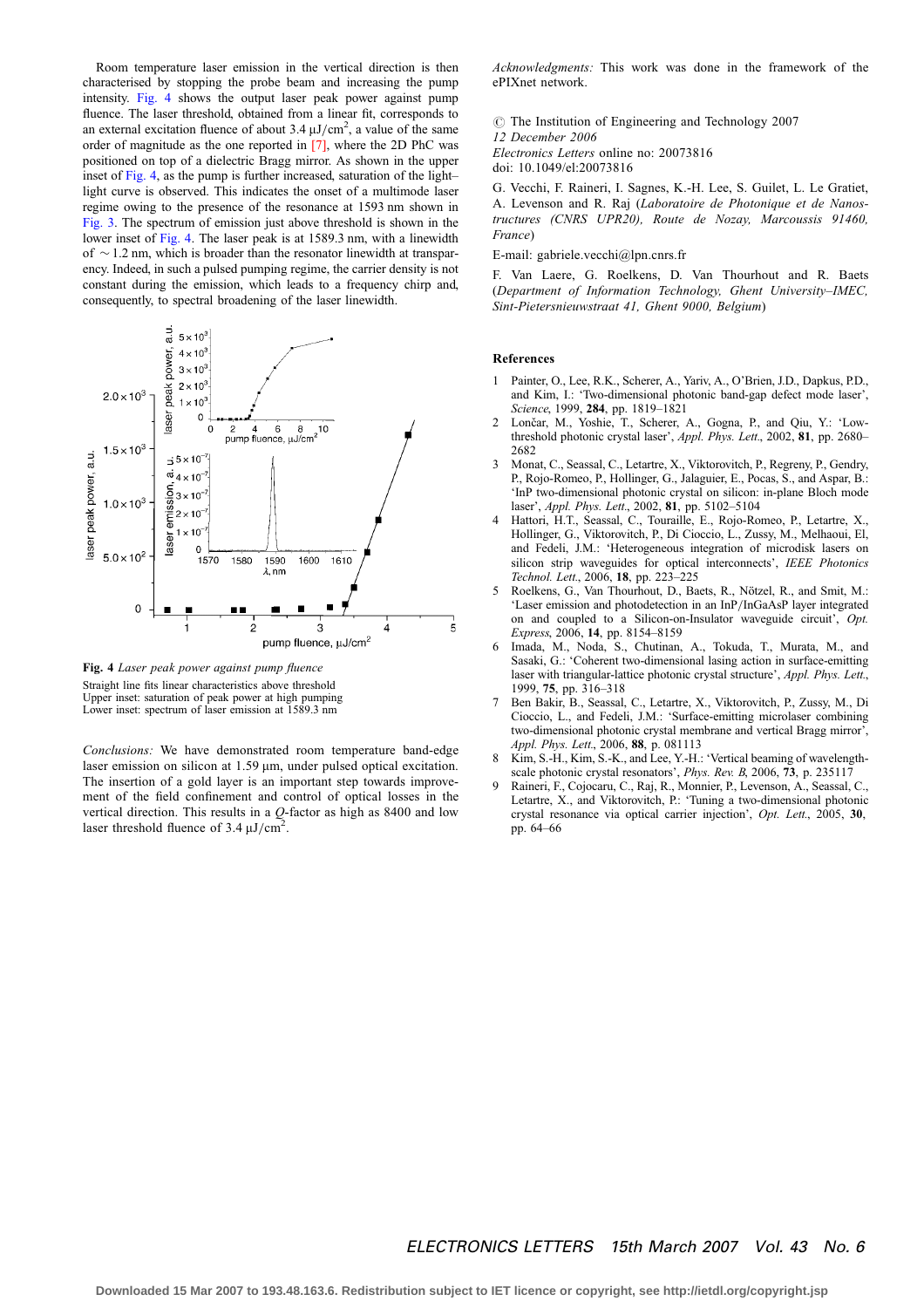Room temperature laser emission in the vertical direction is then characterised by stopping the probe beam and increasing the pump intensity. Fig. 4 shows the output laser peak power against pump fluence. The laser threshold, obtained from a linear fit, corresponds to an external excitation fluence of about 3.4 μJ/cm$^2$, a value of the same order of magnitude as the one reported in [7], where the 2D PhC was positioned on top of a dielectric Bragg mirror. As shown in the upper inset of Fig. 4, as the pump is further increased, saturation of the light–light curve is observed. This indicates the onset of a multimode laser regime owing to the presence of the resonance at 1593 nm shown in Fig. 3. The spectrum of emission just above threshold is shown in the lower inset of Fig. 4. The laser peak is at 1589.3 nm, with a linewidth of ~1.2 nm, which is broader than the resonator linewidth at transparency. Indeed, in such a pulsed pumping regime, the carrier density is not constant during the emission, which leads to a frequency chirp and, consequently, to spectral broadening of the laser linewidth.

laser peak power, a.u.
0
5.0×10$^2$
1.0×10$^3$
1.5×10$^3$
2.0×10$^3$
1 2 3 4 5
pump fluence, μJ/cm$^2$

laser peak power, a.u.
0
1×10$^3$
2×10$^3$
3×10$^3$
4×10$^3$
5×10$^3$
0 2 4 6 8 10
pump fluence, μJ/cm$^2$

laser emission, a. u.
0
1×10$^{-7}$
2×10$^{-7}$
3×10$^{-7}$
4×10$^{-7}$
5×10$^{-7}$
1570 1580 1590 1600 1610
λ, nm

**Fig. 4** *Laser peak power against pump fluence*

Straight line fits linear characteristics above threshold
Upper inset: saturation of peak power at high pumping
Lower inset: spectrum of laser emission at 1589.3 nm

*Conclusions:* We have demonstrated room temperature band-edge laser emission on silicon at 1.59 μm, under pulsed optical excitation. The insertion of a gold layer is an important step towards improvement of the field confinement and control of optical losses in the vertical direction. This results in a *Q*-factor as high as 8400 and low laser threshold fluence of 3.4 μJ/cm$^2$.

*Acknowledgments:* This work was done in the framework of the ePIXnet network.

© The Institution of Engineering and Technology 2007
*12 December 2006*
*Electronics Letters* online no: 20073816
doi: 10.1049/el:20073816

G. Vecchi, F. Raineri, I. Sagnes, K.-H. Lee, S. Guilet, L. Le Gratiet, A. Levenson and R. Raj (*Laboratoire de Photonique et de Nanostructures (CNRS UPR20), Route de Nozay, Marcoussis 91460, France*)

E-mail: gabriele.vecchi@lpn.cnrs.fr

F. Van Laere, G. Roelkens, D. Van Thourhout and R. Baets (*Department of Information Technology, Ghent University–IMEC, Sint-Pietersnieuwstraat 41, Ghent 9000, Belgium*)

## References

1. Painter, O., Lee, R.K., Scherer, A., Yariv, A., O'Brien, J.D., Dapkus, P.D., and Kim, I.: 'Two-dimensional photonic band-gap defect mode laser', *Science*, 1999, **284**, pp. 1819–1821
2. Lončar, M., Yoshie, T., Scherer, A., Gogna, P., and Qiu, Y.: 'Low-threshold photonic crystal laser', *Appl. Phys. Lett.*, 2002, **81**, pp. 2680–2682
3. Monat, C., Seassal, C., Letartre, X., Viktorovitch, P., Regreny, P., Gendry, P., Rojo-Romeo, P., Hollinger, G., Jalaguier, E., Pocas, S., and Aspar, B.: 'InP two-dimensional photonic crystal on silicon: in-plane Bloch mode laser', *Appl. Phys. Lett.*, 2002, **81**, pp. 5102–5104
4. Hattori, H.T., Seassal, C., Touraille, E., Rojo-Romeo, P., Letartre, X., Hollinger, G., Viktorovitch, P., Di Cioccio, L., Zussy, M., Melhaoui, El, and Fedeli, J.M.: 'Heterogeneous integration of microdisk lasers on silicon strip waveguides for optical interconnects', *IEEE Photonics Technol. Lett.*, 2006, **18**, pp. 223–225
5. Roelkens, G., Van Thourhout, D., Baets, R., Nötzel, R., and Smit, M.: 'Laser emission and photodetection in an InP/InGaAsP layer integrated on and coupled to a Silicon-on-Insulator waveguide circuit', *Opt. Express*, 2006, **14**, pp. 8154–8159
6. Imada, M., Noda, S., Chutinan, A., Tokuda, T., Murata, M., and Sasaki, G.: 'Coherent two-dimensional lasing action in surface-emitting laser with triangular-lattice photonic crystal structure', *Appl. Phys. Lett.*, 1999, **75**, pp. 316–318
7. Ben Bakir, B., Seassal, C., Letartre, X., Viktorovitch, P., Zussy, M., Di Cioccio, L., and Fedeli, J.M.: 'Surface-emitting microlaser combining two-dimensional photonic crystal membrane and vertical Bragg mirror', *Appl. Phys. Lett.*, 2006, **88**, p. 081113
8. Kim, S.-H., Kim, S.-K., and Lee, Y.-H.: 'Vertical beaming of wavelength-scale photonic crystal resonators', *Phys. Rev. B*, 2006, **73**, p. 235117
9. Raineri, F., Cojocaru, C., Raj, R., Monnier, P., Levenson, A., Seassal, C., Letartre, X., and Viktorovitch, P.: 'Tuning a two-dimensional photonic crystal resonance via optical carrier injection', *Opt. Lett.*, 2005, **30**, pp. 64–66